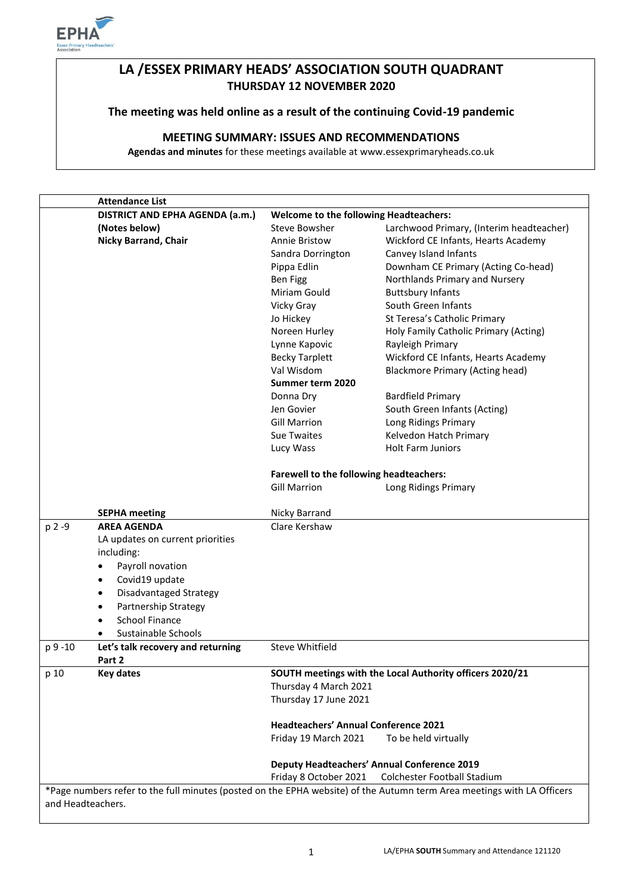# LA /ESSEX PRIMARY HEADS' ASSOCIATION SOUTH QUADRANT

## THURSDAY 12 NOVEMBER 2020

**The meeting was held online as a result of the continuing Covid-19 pandemic**

### MEETING SUMMARY: ISSUES AND RECOMMENDATIONS

**Agendas and minutes** for these meetings available at www.essexprimaryheads.co.uk

| | **Attendance List** | | |
|---|---|---|---|
| | **DISTRICT AND EPHA AGENDA (a.m.)** | **Welcome to the following Headteachers:** | |
| | **(Notes below)** | Steve Bowsher | Larchwood Primary, (Interim headteacher) |
| | **Nicky Barrand, Chair** | Annie Bristow | Wickford CE Infants, Hearts Academy |
| | | Sandra Dorrington | Canvey Island Infants |
| | | Pippa Edlin | Downham CE Primary (Acting Co-head) |
| | | Ben Figg | Northlands Primary and Nursery |
| | | Miriam Gould | Buttsbury Infants |
| | | Vicky Gray | South Green Infants |
| | | Jo Hickey | St Teresa's Catholic Primary |
| | | Noreen Hurley | Holy Family Catholic Primary (Acting) |
| | | Lynne Kapovic | Rayleigh Primary |
| | | Becky Tarplett | Wickford CE Infants, Hearts Academy |
| | | Val Wisdom | Blackmore Primary (Acting head) |
| | | **Summer term 2020** | |
| | | Donna Dry | Bardfield Primary |
| | | Jen Govier | South Green Infants (Acting) |
| | | Gill Marrion | Long Ridings Primary |
| | | Sue Twaites | Kelvedon Hatch Primary |
| | | Lucy Wass | Holt Farm Juniors |
| | | **Farewell to the following headteachers:** | |
| | | Gill Marrion | Long Ridings Primary |
| | **SEPHA meeting** | Nicky Barrand | |
| p 2 -9 | **AREA AGENDA**<br>LA updates on current priorities including:<br>• Payroll novation<br>• Covid19 update<br>• Disadvantaged Strategy<br>• Partnership Strategy<br>• School Finance<br>• Sustainable Schools | Clare Kershaw | |
| p 9 -10 | **Let's talk recovery and returning Part 2** | Steve Whitfield | |
| p 10 | **Key dates** | **SOUTH meetings with the Local Authority officers 2020/21**<br>Thursday 4 March 2021<br>Thursday 17 June 2021<br><br>**Headteachers' Annual Conference 2021**<br>Friday 19 March 2021 To be held virtually<br><br>**Deputy Headteachers' Annual Conference 2019**<br>Friday 8 October 2021 Colchester Football Stadium | |

*Page numbers refer to the full minutes (posted on the EPHA website) of the Autumn term Area meetings with LA Officers and Headteachers.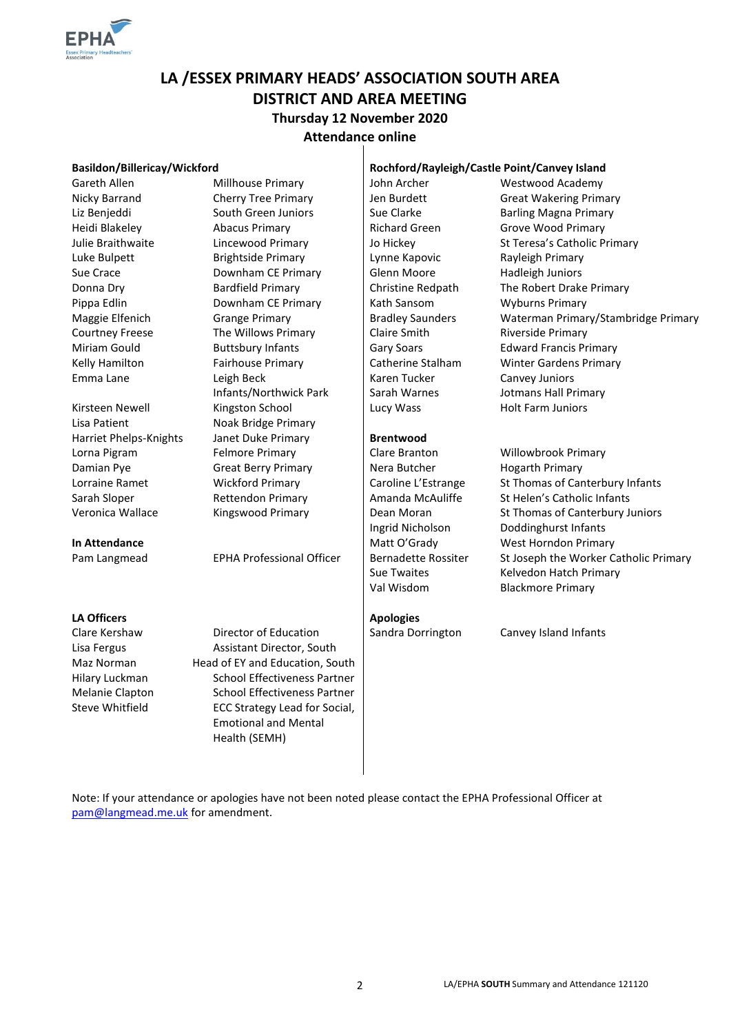# LA /ESSEX PRIMARY HEADS' ASSOCIATION SOUTH AREA
# DISTRICT AND AREA MEETING
### Thursday 12 November 2020
### Attendance online

**Basildon/Billericay/Wickford**

| | |
|---|---|
| Gareth Allen | Millhouse Primary |
| Nicky Barrand | Cherry Tree Primary |
| Liz Benjeddi | South Green Juniors |
| Heidi Blakeley | Abacus Primary |
| Julie Braithwaite | Lincewood Primary |
| Luke Bulpett | Brightside Primary |
| Sue Crace | Downham CE Primary |
| Donna Dry | Bardfield Primary |
| Pippa Edlin | Downham CE Primary |
| Maggie Elfenich | Grange Primary |
| Courtney Freese | The Willows Primary |
| Miriam Gould | Buttsbury Infants |
| Kelly Hamilton | Fairhouse Primary |
| Emma Lane | Leigh Beck Infants/Northwick Park |
| Kirsteen Newell | Kingston School |
| Lisa Patient | Noak Bridge Primary |
| Harriet Phelps-Knights | Janet Duke Primary |
| Lorna Pigram | Felmore Primary |
| Damian Pye | Great Berry Primary |
| Lorraine Ramet | Wickford Primary |
| Sarah Sloper | Rettendon Primary |
| Veronica Wallace | Kingswood Primary |

**In Attendance**

| | |
|---|---|
| Pam Langmead | EPHA Professional Officer |

**LA Officers**

| | |
|---|---|
| Clare Kershaw | Director of Education |
| Lisa Fergus | Assistant Director, South |
| Maz Norman | Head of EY and Education, South |
| Hilary Luckman | School Effectiveness Partner |
| Melanie Clapton | School Effectiveness Partner |
| Steve Whitfield | ECC Strategy Lead for Social, Emotional and Mental Health (SEMH) |

**Rochford/Rayleigh/Castle Point/Canvey Island**

| | |
|---|---|
| John Archer | Westwood Academy |
| Jen Burdett | Great Wakering Primary |
| Sue Clarke | Barling Magna Primary |
| Richard Green | Grove Wood Primary |
| Jo Hickey | St Teresa's Catholic Primary |
| Lynne Kapovic | Rayleigh Primary |
| Glenn Moore | Hadleigh Juniors |
| Christine Redpath | The Robert Drake Primary |
| Kath Sansom | Wyburns Primary |
| Bradley Saunders | Waterman Primary/Stambridge Primary |
| Claire Smith | Riverside Primary |
| Gary Soars | Edward Francis Primary |
| Catherine Stalham | Winter Gardens Primary |
| Karen Tucker | Canvey Juniors |
| Sarah Warnes | Jotmans Hall Primary |
| Lucy Wass | Holt Farm Juniors |

**Brentwood**

| | |
|---|---|
| Clare Branton | Willowbrook Primary |
| Nera Butcher | Hogarth Primary |
| Caroline L'Estrange | St Thomas of Canterbury Infants |
| Amanda McAuliffe | St Helen's Catholic Infants |
| Dean Moran | St Thomas of Canterbury Juniors |
| Ingrid Nicholson | Doddinghurst Infants |
| Matt O'Grady | West Horndon Primary |
| Bernadette Rossiter | St Joseph the Worker Catholic Primary |
| Sue Twaites | Kelvedon Hatch Primary |
| Val Wisdom | Blackmore Primary |

**Apologies**

| | |
|---|---|
| Sandra Dorrington | Canvey Island Infants |

Note: If your attendance or apologies have not been noted please contact the EPHA Professional Officer at pam@langmead.me.uk for amendment.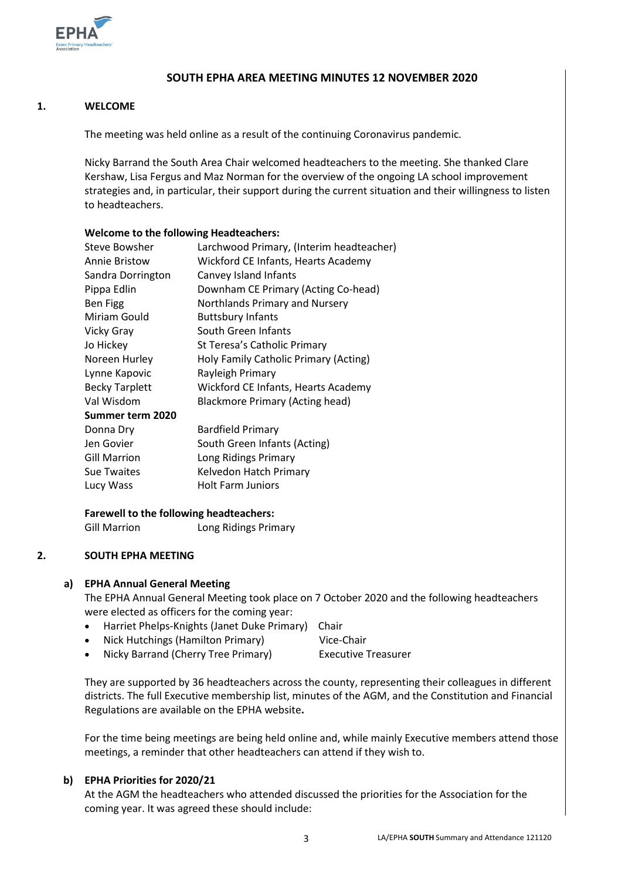## SOUTH EPHA AREA MEETING MINUTES 12 NOVEMBER 2020

### 1. WELCOME

The meeting was held online as a result of the continuing Coronavirus pandemic.

Nicky Barrand the South Area Chair welcomed headteachers to the meeting. She thanked Clare Kershaw, Lisa Fergus and Maz Norman for the overview of the ongoing LA school improvement strategies and, in particular, their support during the current situation and their willingness to listen to headteachers.

**Welcome to the following Headteachers:**

| | |
|---|---|
| Steve Bowsher | Larchwood Primary, (Interim headteacher) |
| Annie Bristow | Wickford CE Infants, Hearts Academy |
| Sandra Dorrington | Canvey Island Infants |
| Pippa Edlin | Downham CE Primary (Acting Co-head) |
| Ben Figg | Northlands Primary and Nursery |
| Miriam Gould | Buttsbury Infants |
| Vicky Gray | South Green Infants |
| Jo Hickey | St Teresa's Catholic Primary |
| Noreen Hurley | Holy Family Catholic Primary (Acting) |
| Lynne Kapovic | Rayleigh Primary |
| Becky Tarplett | Wickford CE Infants, Hearts Academy |
| Val Wisdom | Blackmore Primary (Acting head) |
| **Summer term 2020** | |
| Donna Dry | Bardfield Primary |
| Jen Govier | South Green Infants (Acting) |
| Gill Marrion | Long Ridings Primary |
| Sue Twaites | Kelvedon Hatch Primary |
| Lucy Wass | Holt Farm Juniors |

**Farewell to the following headteachers:**

Gill Marrion Long Ridings Primary

### 2. SOUTH EPHA MEETING

**a) EPHA Annual General Meeting**

The EPHA Annual General Meeting took place on 7 October 2020 and the following headteachers were elected as officers for the coming year:

- Harriet Phelps-Knights (Janet Duke Primary) Chair
- Nick Hutchings (Hamilton Primary) Vice-Chair
- Nicky Barrand (Cherry Tree Primary) Executive Treasurer

They are supported by 36 headteachers across the county, representing their colleagues in different districts. The full Executive membership list, minutes of the AGM, and the Constitution and Financial Regulations are available on the EPHA website**.**

For the time being meetings are being held online and, while mainly Executive members attend those meetings, a reminder that other headteachers can attend if they wish to.

**b) EPHA Priorities for 2020/21**

At the AGM the headteachers who attended discussed the priorities for the Association for the coming year. It was agreed these should include: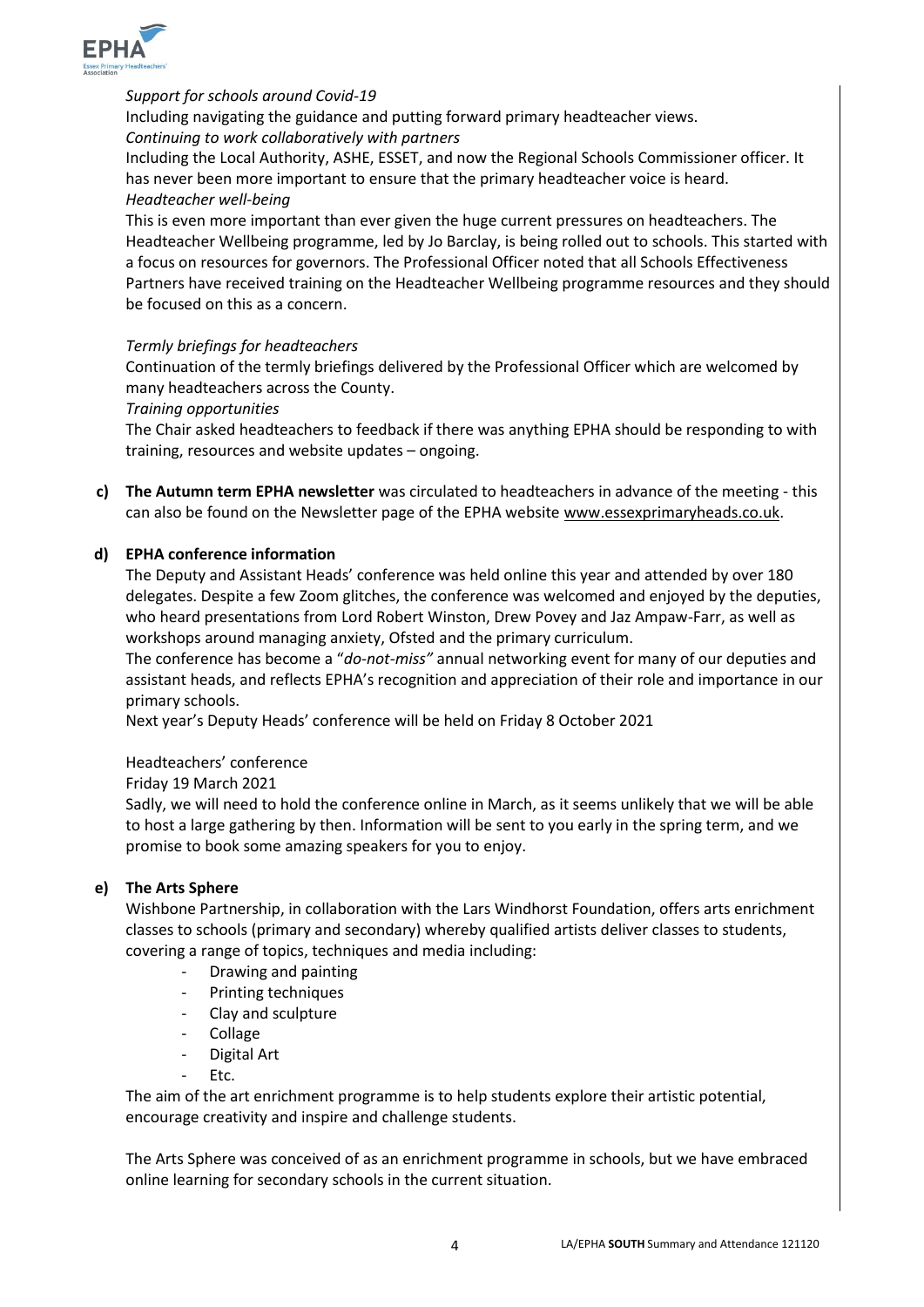*Support for schools around Covid-19*

Including navigating the guidance and putting forward primary headteacher views.

*Continuing to work collaboratively with partners*

Including the Local Authority, ASHE, ESSET, and now the Regional Schools Commissioner officer. It has never been more important to ensure that the primary headteacher voice is heard.

*Headteacher well-being*

This is even more important than ever given the huge current pressures on headteachers. The Headteacher Wellbeing programme, led by Jo Barclay, is being rolled out to schools. This started with a focus on resources for governors. The Professional Officer noted that all Schools Effectiveness Partners have received training on the Headteacher Wellbeing programme resources and they should be focused on this as a concern.

*Termly briefings for headteachers*

Continuation of the termly briefings delivered by the Professional Officer which are welcomed by many headteachers across the County.

*Training opportunities*

The Chair asked headteachers to feedback if there was anything EPHA should be responding to with training, resources and website updates – ongoing.

**c) The Autumn term EPHA newsletter** was circulated to headteachers in advance of the meeting - this can also be found on the Newsletter page of the EPHA website www.essexprimaryheads.co.uk.

**d) EPHA conference information**

The Deputy and Assistant Heads' conference was held online this year and attended by over 180 delegates. Despite a few Zoom glitches, the conference was welcomed and enjoyed by the deputies, who heard presentations from Lord Robert Winston, Drew Povey and Jaz Ampaw-Farr, as well as workshops around managing anxiety, Ofsted and the primary curriculum.

The conference has become a "*do-not-miss"* annual networking event for many of our deputies and assistant heads, and reflects EPHA's recognition and appreciation of their role and importance in our primary schools.

Next year's Deputy Heads' conference will be held on Friday 8 October 2021

Headteachers' conference

Friday 19 March 2021

Sadly, we will need to hold the conference online in March, as it seems unlikely that we will be able to host a large gathering by then. Information will be sent to you early in the spring term, and we promise to book some amazing speakers for you to enjoy.

**e) The Arts Sphere**

Wishbone Partnership, in collaboration with the Lars Windhorst Foundation, offers arts enrichment classes to schools (primary and secondary) whereby qualified artists deliver classes to students, covering a range of topics, techniques and media including:

- Drawing and painting
- Printing techniques
- Clay and sculpture
- Collage
- Digital Art
- Etc.

The aim of the art enrichment programme is to help students explore their artistic potential, encourage creativity and inspire and challenge students.

The Arts Sphere was conceived of as an enrichment programme in schools, but we have embraced online learning for secondary schools in the current situation.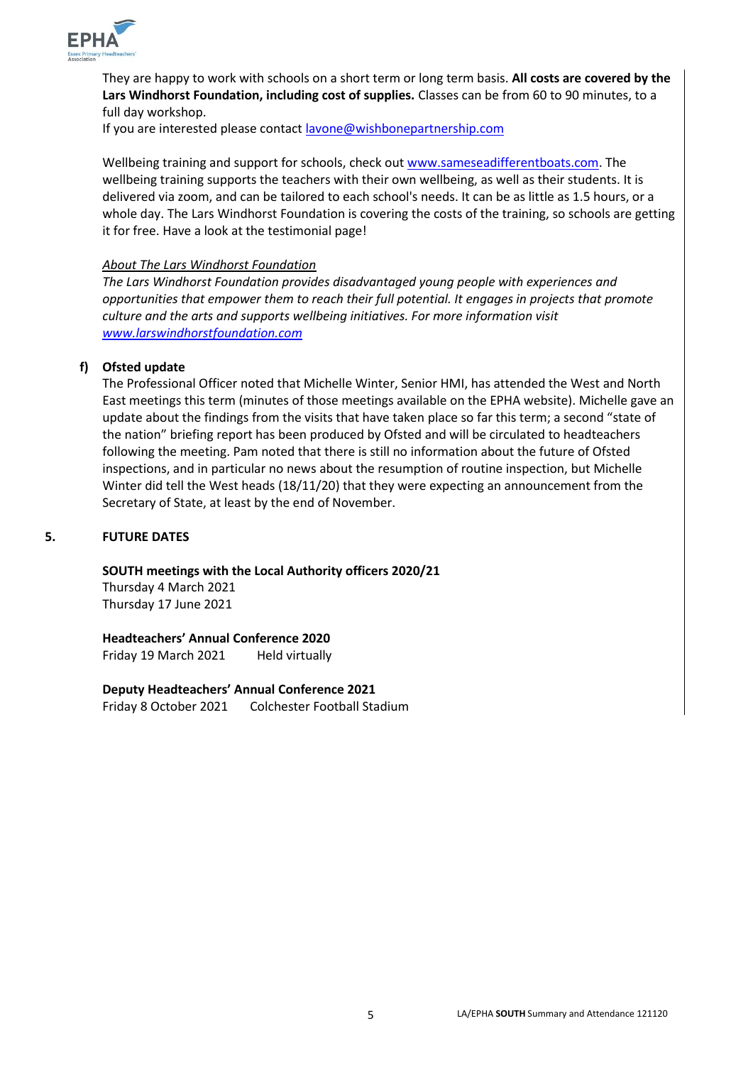They are happy to work with schools on a short term or long term basis. **All costs are covered by the Lars Windhorst Foundation, including cost of supplies.** Classes can be from 60 to 90 minutes, to a full day workshop.
If you are interested please contact lavone@wishbonepartnership.com

Wellbeing training and support for schools, check out www.sameseadifferentboats.com. The wellbeing training supports the teachers with their own wellbeing, as well as their students. It is delivered via zoom, and can be tailored to each school's needs. It can be as little as 1.5 hours, or a whole day. The Lars Windhorst Foundation is covering the costs of the training, so schools are getting it for free. Have a look at the testimonial page!

*About The Lars Windhorst Foundation*
*The Lars Windhorst Foundation provides disadvantaged young people with experiences and opportunities that empower them to reach their full potential. It engages in projects that promote culture and the arts and supports wellbeing initiatives. For more information visit www.larswindhorstfoundation.com*

**f) Ofsted update**

The Professional Officer noted that Michelle Winter, Senior HMI, has attended the West and North East meetings this term (minutes of those meetings available on the EPHA website). Michelle gave an update about the findings from the visits that have taken place so far this term; a second "state of the nation" briefing report has been produced by Ofsted and will be circulated to headteachers following the meeting. Pam noted that there is still no information about the future of Ofsted inspections, and in particular no news about the resumption of routine inspection, but Michelle Winter did tell the West heads (18/11/20) that they were expecting an announcement from the Secretary of State, at least by the end of November.

## 5. FUTURE DATES

**SOUTH meetings with the Local Authority officers 2020/21**
Thursday 4 March 2021
Thursday 17 June 2021

**Headteachers' Annual Conference 2020**
Friday 19 March 2021 Held virtually

**Deputy Headteachers' Annual Conference 2021**
Friday 8 October 2021 Colchester Football Stadium